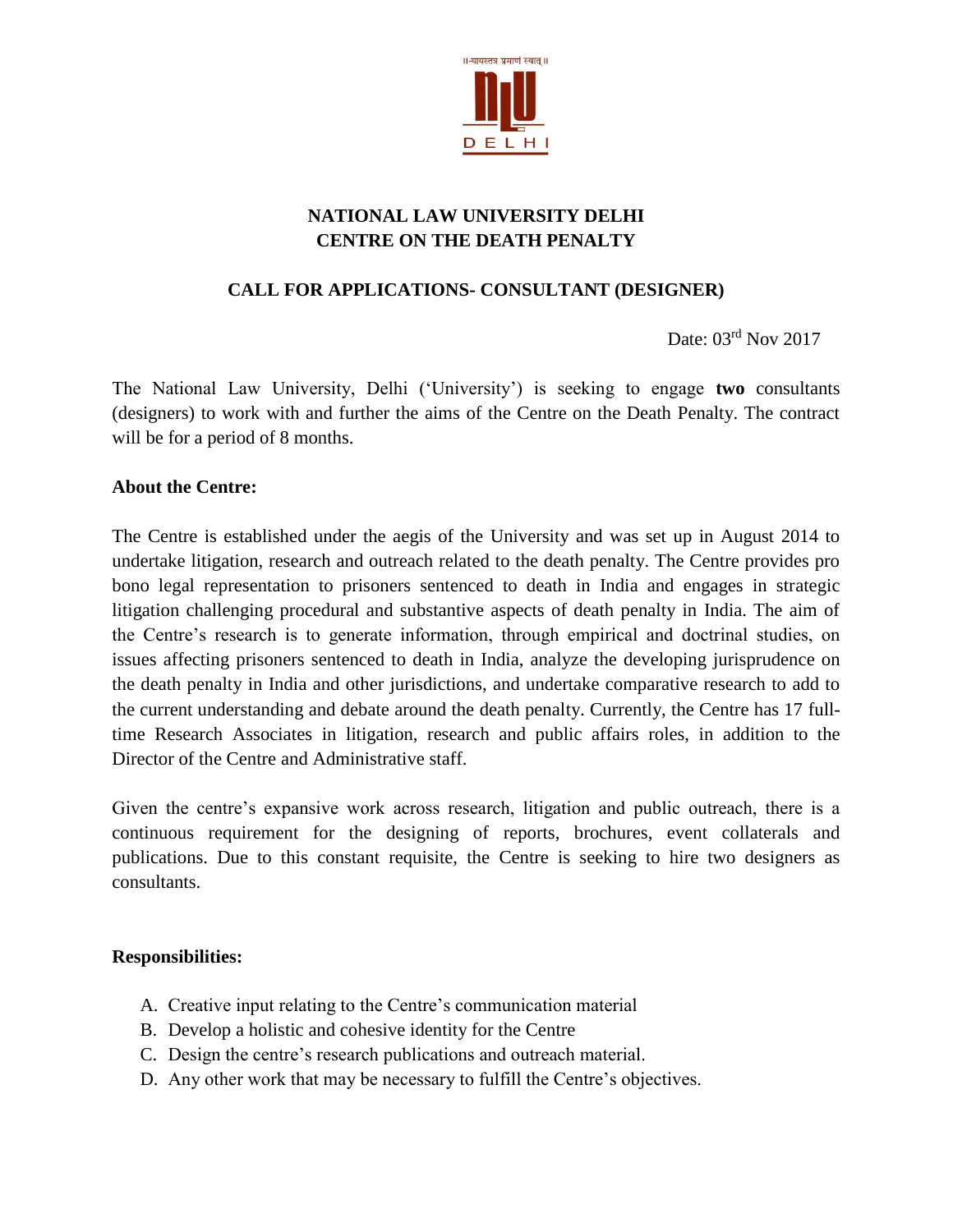# NATIONAL LAW UNIVERSITY DELHI
# CENTRE ON THE DEATH PENALTY

## CALL FOR APPLICATIONS- CONSULTANT (DESIGNER)

Date: 03rd Nov 2017

The National Law University, Delhi ('University') is seeking to engage **two** consultants (designers) to work with and further the aims of the Centre on the Death Penalty. The contract will be for a period of 8 months.

**About the Centre:**

The Centre is established under the aegis of the University and was set up in August 2014 to undertake litigation, research and outreach related to the death penalty. The Centre provides pro bono legal representation to prisoners sentenced to death in India and engages in strategic litigation challenging procedural and substantive aspects of death penalty in India. The aim of the Centre's research is to generate information, through empirical and doctrinal studies, on issues affecting prisoners sentenced to death in India, analyze the developing jurisprudence on the death penalty in India and other jurisdictions, and undertake comparative research to add to the current understanding and debate around the death penalty. Currently, the Centre has 17 full-time Research Associates in litigation, research and public affairs roles, in addition to the Director of the Centre and Administrative staff.

Given the centre's expansive work across research, litigation and public outreach, there is a continuous requirement for the designing of reports, brochures, event collaterals and publications. Due to this constant requisite, the Centre is seeking to hire two designers as consultants.

**Responsibilities:**

A. Creative input relating to the Centre's communication material
B. Develop a holistic and cohesive identity for the Centre
C. Design the centre's research publications and outreach material.
D. Any other work that may be necessary to fulfill the Centre's objectives.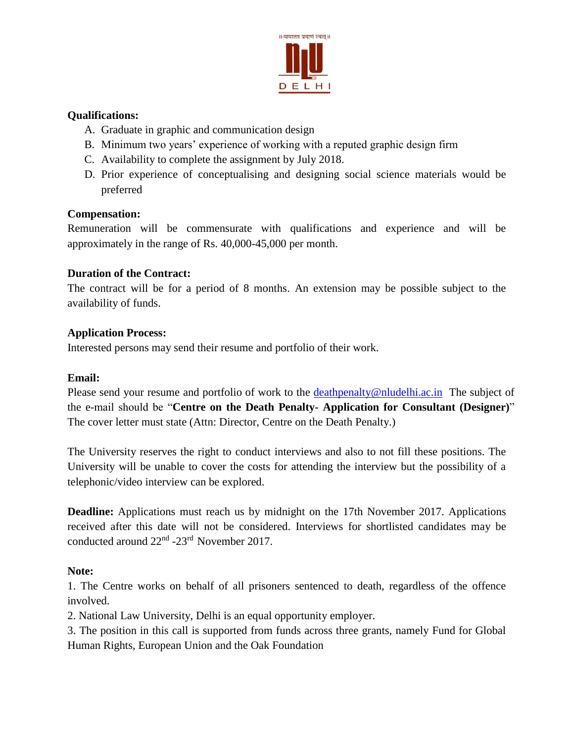**Qualifications:**

A. Graduate in graphic and communication design
B. Minimum two years' experience of working with a reputed graphic design firm
C. Availability to complete the assignment by July 2018.
D. Prior experience of conceptualising and designing social science materials would be preferred

**Compensation:**

Remuneration will be commensurate with qualifications and experience and will be approximately in the range of Rs. 40,000-45,000 per month.

**Duration of the Contract:**

The contract will be for a period of 8 months. An extension may be possible subject to the availability of funds.

**Application Process:**

Interested persons may send their resume and portfolio of their work.

**Email:**

Please send your resume and portfolio of work to the deathpenalty@nludelhi.ac.in The subject of the e-mail should be "**Centre on the Death Penalty- Application for Consultant (Designer)**" The cover letter must state (Attn: Director, Centre on the Death Penalty.)

The University reserves the right to conduct interviews and also to not fill these positions. The University will be unable to cover the costs for attending the interview but the possibility of a telephonic/video interview can be explored.

**Deadline:** Applications must reach us by midnight on the 17th November 2017. Applications received after this date will not be considered. Interviews for shortlisted candidates may be conducted around 22nd -23rd November 2017.

**Note:**

1. The Centre works on behalf of all prisoners sentenced to death, regardless of the offence involved.
2. National Law University, Delhi is an equal opportunity employer.
3. The position in this call is supported from funds across three grants, namely Fund for Global Human Rights, European Union and the Oak Foundation